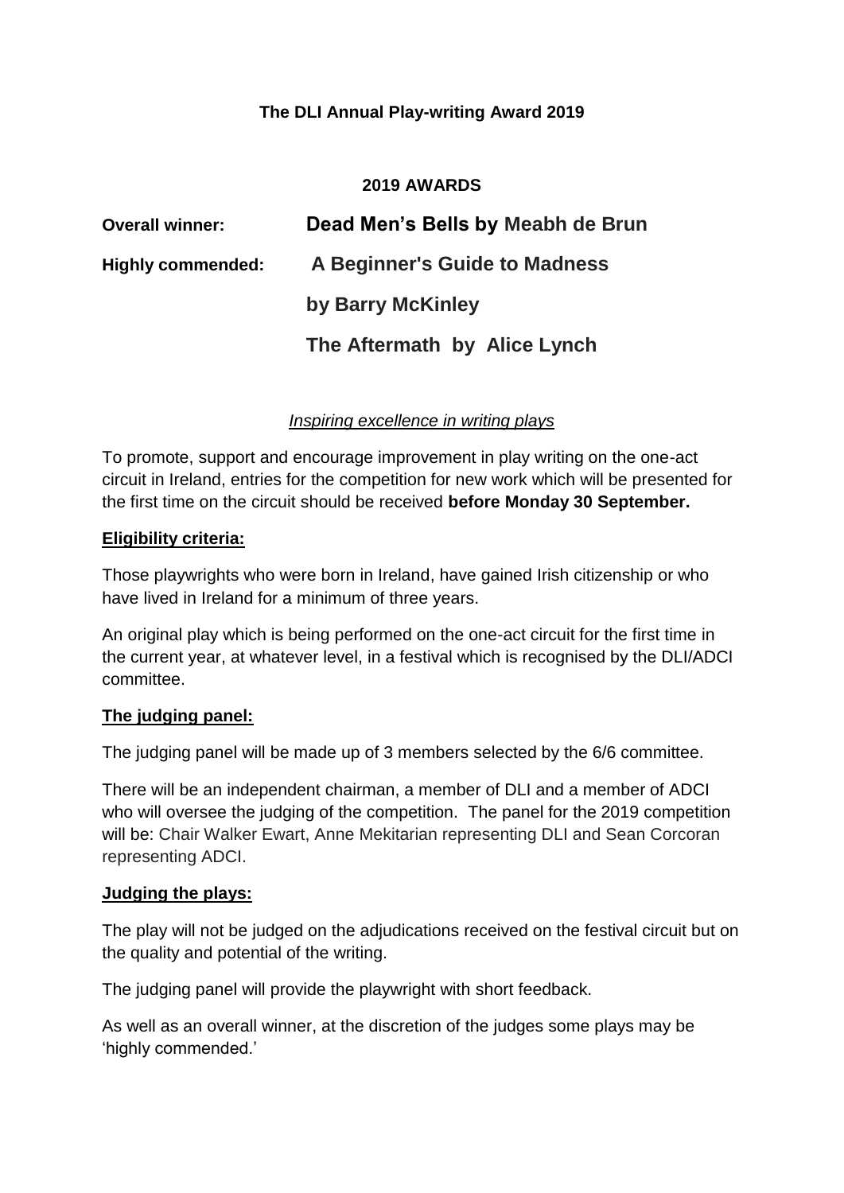# The DLI Annual Play-writing Award 2019

## 2019 AWARDS

**Overall winner:** **Dead Men's Bells by** **Meabh de Brun**

**Highly commended:** **A Beginner's Guide to Madness by Barry McKinley**

**The Aftermath by Alice Lynch**

*Inspiring excellence in writing plays*

To promote, support and encourage improvement in play writing on the one-act circuit in Ireland, entries for the competition for new work which will be presented for the first time on the circuit should be received **before Monday 30 September.**

### Eligibility criteria:

Those playwrights who were born in Ireland, have gained Irish citizenship or who have lived in Ireland for a minimum of three years.

An original play which is being performed on the one-act circuit for the first time in the current year, at whatever level, in a festival which is recognised by the DLI/ADCI committee.

### The judging panel:

The judging panel will be made up of 3 members selected by the 6/6 committee.

There will be an independent chairman, a member of DLI and a member of ADCI who will oversee the judging of the competition. The panel for the 2019 competition will be: Chair Walker Ewart, Anne Mekitarian representing DLI and Sean Corcoran representing ADCI.

### Judging the plays:

The play will not be judged on the adjudications received on the festival circuit but on the quality and potential of the writing.

The judging panel will provide the playwright with short feedback.

As well as an overall winner, at the discretion of the judges some plays may be 'highly commended.'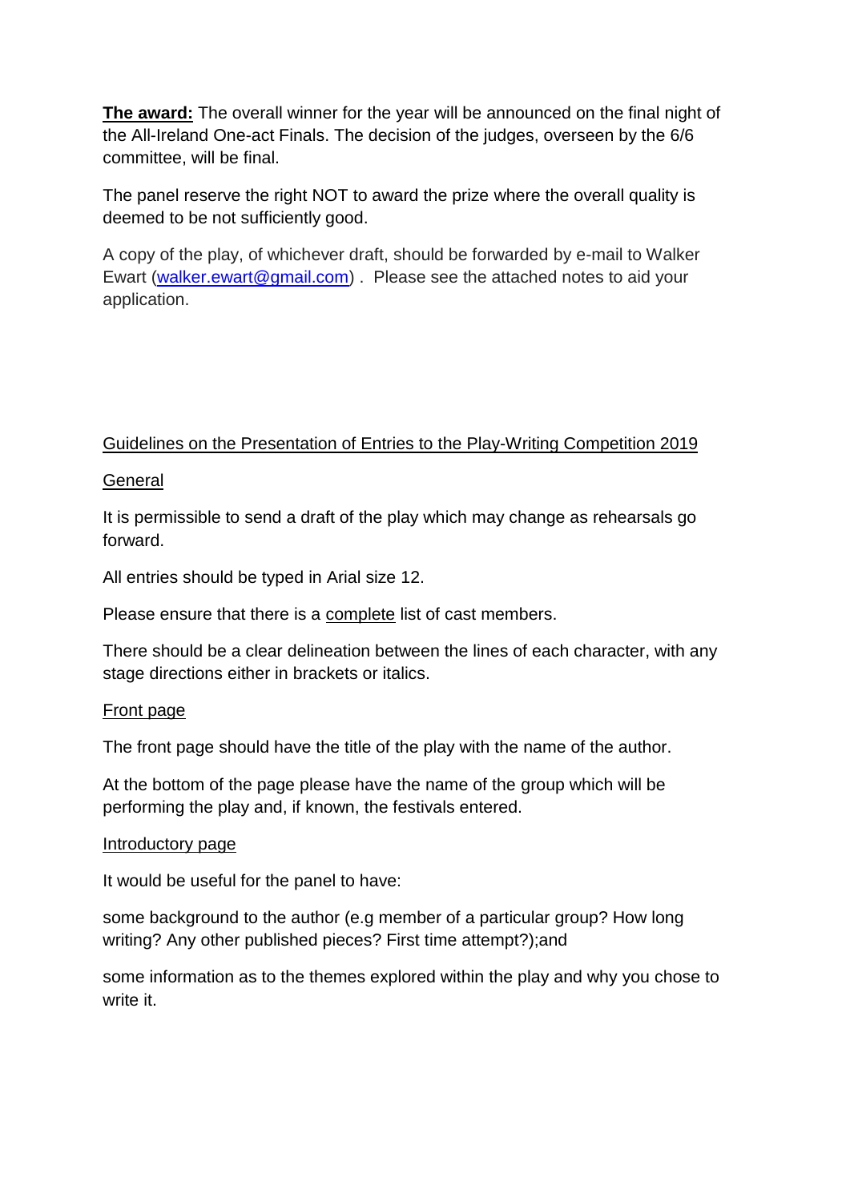**The award:** The overall winner for the year will be announced on the final night of the All-Ireland One-act Finals. The decision of the judges, overseen by the 6/6 committee, will be final.

The panel reserve the right NOT to award the prize where the overall quality is deemed to be not sufficiently good.

A copy of the play, of whichever draft, should be forwarded by e-mail to Walker Ewart (walker.ewart@gmail.com) . Please see the attached notes to aid your application.

## Guidelines on the Presentation of Entries to the Play-Writing Competition 2019

### General

It is permissible to send a draft of the play which may change as rehearsals go forward.

All entries should be typed in Arial size 12.

Please ensure that there is a complete list of cast members.

There should be a clear delineation between the lines of each character, with any stage directions either in brackets or italics.

### Front page

The front page should have the title of the play with the name of the author.

At the bottom of the page please have the name of the group which will be performing the play and, if known, the festivals entered.

### Introductory page

It would be useful for the panel to have:

some background to the author (e.g member of a particular group? How long writing? Any other published pieces? First time attempt?);and

some information as to the themes explored within the play and why you chose to write it.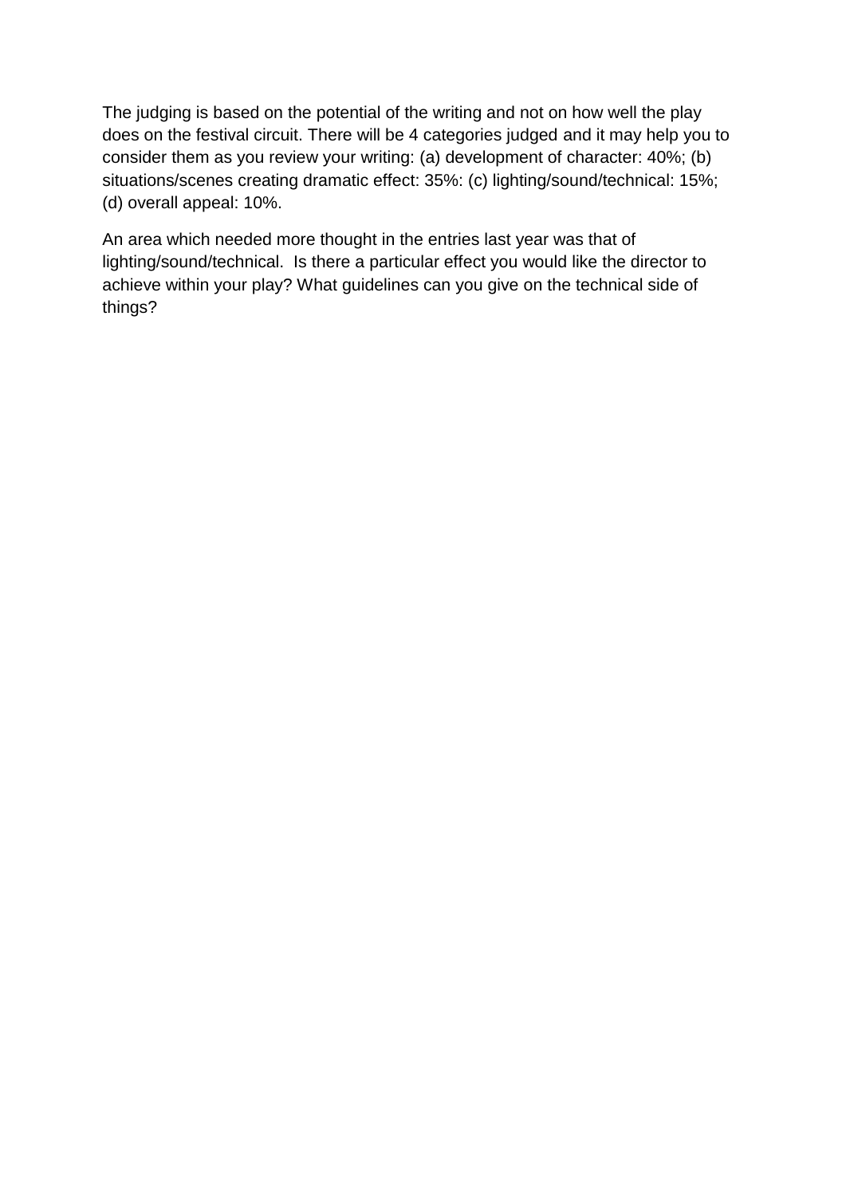The judging is based on the potential of the writing and not on how well the play does on the festival circuit. There will be 4 categories judged and it may help you to consider them as you review your writing: (a) development of character: 40%; (b) situations/scenes creating dramatic effect: 35%: (c) lighting/sound/technical: 15%; (d) overall appeal: 10%.

An area which needed more thought in the entries last year was that of lighting/sound/technical. Is there a particular effect you would like the director to achieve within your play? What guidelines can you give on the technical side of things?